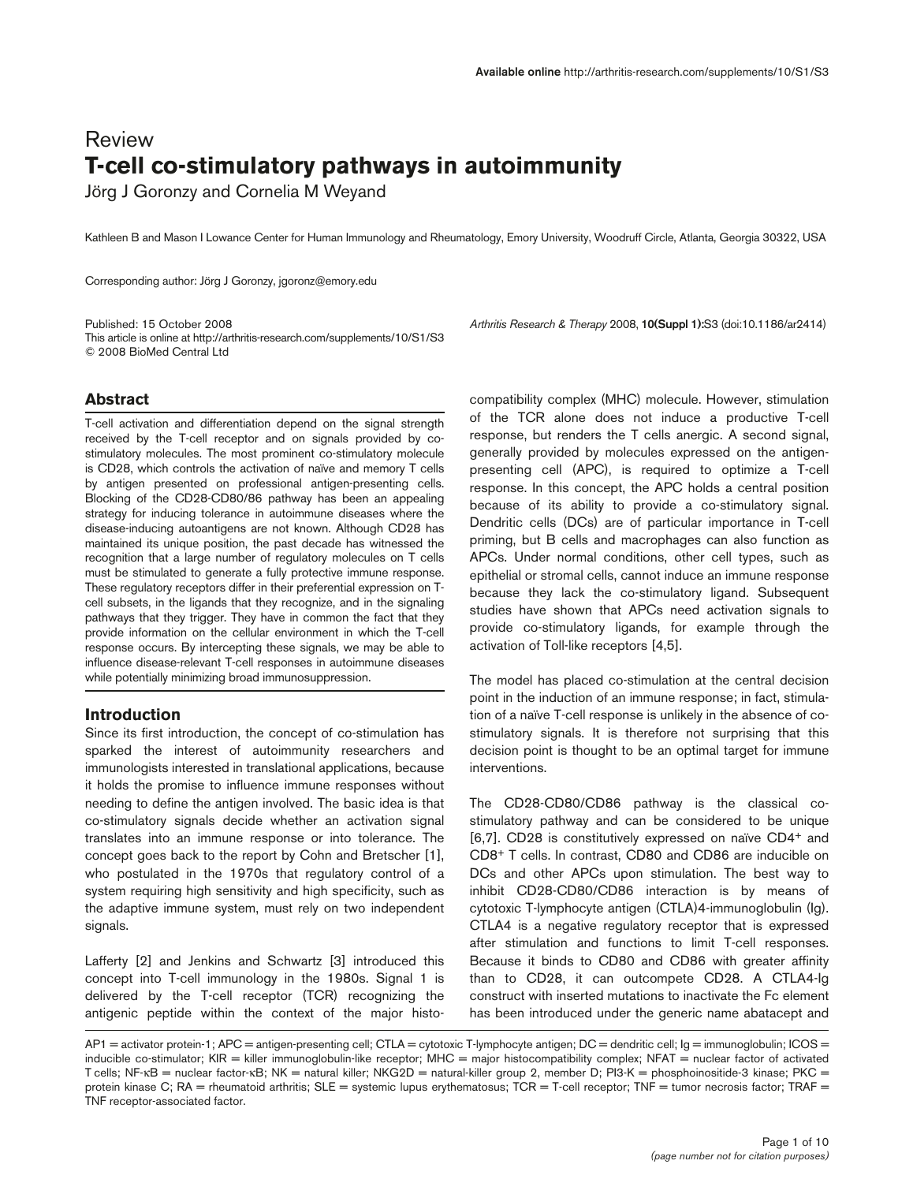Review

# T-cell co-stimulatory pathways in autoimmunity

Jörg J Goronzy and Cornelia M Weyand

Kathleen B and Mason I Lowance Center for Human Immunology and Rheumatology, Emory University, Woodruff Circle, Atlanta, Georgia 30322, USA

Corresponding author: Jörg J Goronzy, jgoronz@emory.edu

Published: 15 October 2008
This article is online at http://arthritis-research.com/supplements/10/S1/S3
© 2008 BioMed Central Ltd

*Arthritis Research & Therapy* 2008, **10(Suppl 1):**S3 (doi:10.1186/ar2414)

## Abstract

T-cell activation and differentiation depend on the signal strength received by the T-cell receptor and on signals provided by co-stimulatory molecules. The most prominent co-stimulatory molecule is CD28, which controls the activation of naïve and memory T cells by antigen presented on professional antigen-presenting cells. Blocking of the CD28-CD80/86 pathway has been an appealing strategy for inducing tolerance in autoimmune diseases where the disease-inducing autoantigens are not known. Although CD28 has maintained its unique position, the past decade has witnessed the recognition that a large number of regulatory molecules on T cells must be stimulated to generate a fully protective immune response. These regulatory receptors differ in their preferential expression on T-cell subsets, in the ligands that they recognize, and in the signaling pathways that they trigger. They have in common the fact that they provide information on the cellular environment in which the T-cell response occurs. By intercepting these signals, we may be able to influence disease-relevant T-cell responses in autoimmune diseases while potentially minimizing broad immunosuppression.

## Introduction

Since its first introduction, the concept of co-stimulation has sparked the interest of autoimmunity researchers and immunologists interested in translational applications, because it holds the promise to influence immune responses without needing to define the antigen involved. The basic idea is that co-stimulatory signals decide whether an activation signal translates into an immune response or into tolerance. The concept goes back to the report by Cohn and Bretscher [1], who postulated in the 1970s that regulatory control of a system requiring high sensitivity and high specificity, such as the adaptive immune system, must rely on two independent signals.

Lafferty [2] and Jenkins and Schwartz [3] introduced this concept into T-cell immunology in the 1980s. Signal 1 is delivered by the T-cell receptor (TCR) recognizing the antigenic peptide within the context of the major histocompatibility complex (MHC) molecule. However, stimulation of the TCR alone does not induce a productive T-cell response, but renders the T cells anergic. A second signal, generally provided by molecules expressed on the antigen-presenting cell (APC), is required to optimize a T-cell response. In this concept, the APC holds a central position because of its ability to provide a co-stimulatory signal. Dendritic cells (DCs) are of particular importance in T-cell priming, but B cells and macrophages can also function as APCs. Under normal conditions, other cell types, such as epithelial or stromal cells, cannot induce an immune response because they lack the co-stimulatory ligand. Subsequent studies have shown that APCs need activation signals to provide co-stimulatory ligands, for example through the activation of Toll-like receptors [4,5].

The model has placed co-stimulation at the central decision point in the induction of an immune response; in fact, stimulation of a naïve T-cell response is unlikely in the absence of co-stimulatory signals. It is therefore not surprising that this decision point is thought to be an optimal target for immune interventions.

The CD28-CD80/CD86 pathway is the classical co-stimulatory pathway and can be considered to be unique [6,7]. CD28 is constitutively expressed on naïve $CD4^+$ and $CD8^+$ T cells. In contrast, CD80 and CD86 are inducible on DCs and other APCs upon stimulation. The best way to inhibit CD28-CD80/CD86 interaction is by means of cytotoxic T-lymphocyte antigen (CTLA)4-immunoglobulin (Ig). CTLA4 is a negative regulatory receptor that is expressed after stimulation and functions to limit T-cell responses. Because it binds to CD80 and CD86 with greater affinity than to CD28, it can outcompete CD28. A CTLA4-Ig construct with inserted mutations to inactivate the Fc element has been introduced under the generic name abatacept and

AP1 = activator protein-1; APC = antigen-presenting cell; CTLA = cytotoxic T-lymphocyte antigen; DC = dendritic cell; Ig = immunoglobulin; ICOS = inducible co-stimulator; KIR = killer immunoglobulin-like receptor; MHC = major histocompatibility complex; NFAT = nuclear factor of activated T cells; NF-κB = nuclear factor-κB; NK = natural killer; NKG2D = natural-killer group 2, member D; PI3-K = phosphoinositide-3 kinase; PKC = protein kinase C; RA = rheumatoid arthritis; SLE = systemic lupus erythematosus; TCR = T-cell receptor; TNF = tumor necrosis factor; TRAF = TNF receptor-associated factor.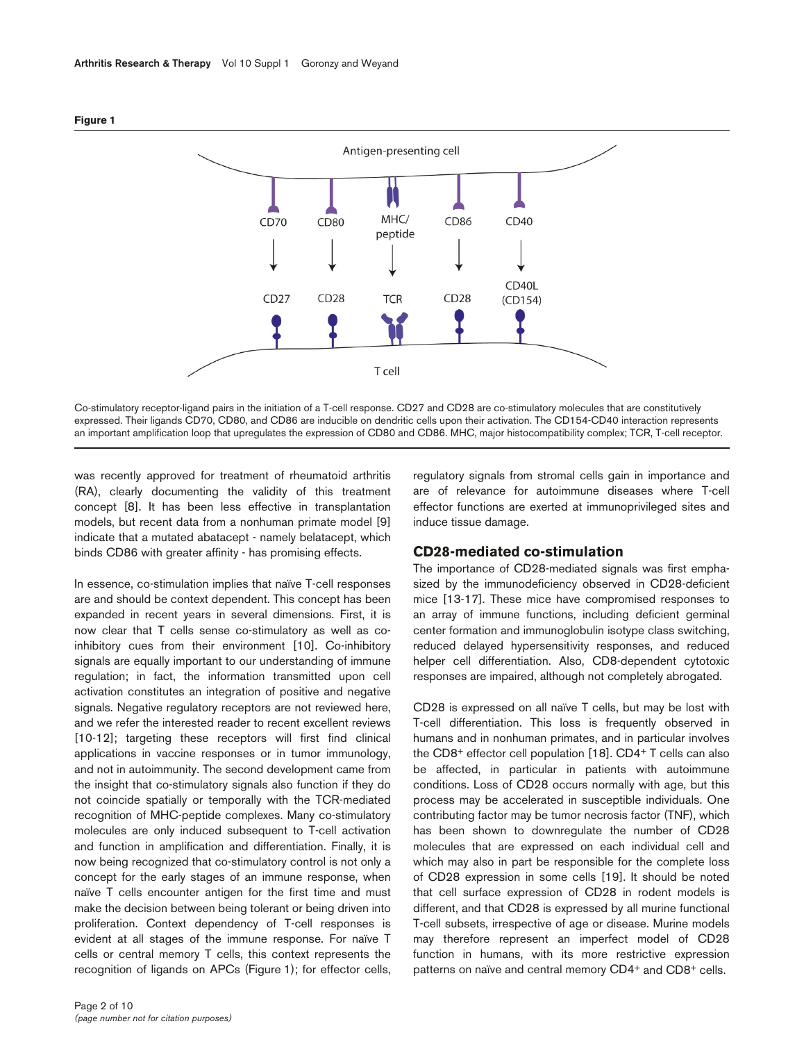**Figure 1**

Co-stimulatory receptor-ligand pairs in the initiation of a T-cell response. CD27 and CD28 are co-stimulatory molecules that are constitutively expressed. Their ligands CD70, CD80, and CD86 are inducible on dendritic cells upon their activation. The CD154-CD40 interaction represents an important amplification loop that upregulates the expression of CD80 and CD86. MHC, major histocompatibility complex; TCR, T-cell receptor.

was recently approved for treatment of rheumatoid arthritis (RA), clearly documenting the validity of this treatment concept [8]. It has been less effective in transplantation models, but recent data from a nonhuman primate model [9] indicate that a mutated abatacept - namely belatacept, which binds CD86 with greater affinity - has promising effects.

In essence, co-stimulation implies that naïve T-cell responses are and should be context dependent. This concept has been expanded in recent years in several dimensions. First, it is now clear that T cells sense co-stimulatory as well as co-inhibitory cues from their environment [10]. Co-inhibitory signals are equally important to our understanding of immune regulation; in fact, the information transmitted upon cell activation constitutes an integration of positive and negative signals. Negative regulatory receptors are not reviewed here, and we refer the interested reader to recent excellent reviews [10-12]; targeting these receptors will first find clinical applications in vaccine responses or in tumor immunology, and not in autoimmunity. The second development came from the insight that co-stimulatory signals also function if they do not coincide spatially or temporally with the TCR-mediated recognition of MHC-peptide complexes. Many co-stimulatory molecules are only induced subsequent to T-cell activation and function in amplification and differentiation. Finally, it is now being recognized that co-stimulatory control is not only a concept for the early stages of an immune response, when naïve T cells encounter antigen for the first time and must make the decision between being tolerant or being driven into proliferation. Context dependency of T-cell responses is evident at all stages of the immune response. For naïve T cells or central memory T cells, this context represents the recognition of ligands on APCs (Figure 1); for effector cells, regulatory signals from stromal cells gain in importance and are of relevance for autoimmune diseases where T-cell effector functions are exerted at immunoprivileged sites and induce tissue damage.

## CD28-mediated co-stimulation

The importance of CD28-mediated signals was first emphasized by the immunodeficiency observed in CD28-deficient mice [13-17]. These mice have compromised responses to an array of immune functions, including deficient germinal center formation and immunoglobulin isotype class switching, reduced delayed hypersensitivity responses, and reduced helper cell differentiation. Also, CD8-dependent cytotoxic responses are impaired, although not completely abrogated.

CD28 is expressed on all naïve T cells, but may be lost with T-cell differentiation. This loss is frequently observed in humans and in nonhuman primates, and in particular involves the CD8+ effector cell population [18]. CD4+ T cells can also be affected, in particular in patients with autoimmune conditions. Loss of CD28 occurs normally with age, but this process may be accelerated in susceptible individuals. One contributing factor may be tumor necrosis factor (TNF), which has been shown to downregulate the number of CD28 molecules that are expressed on each individual cell and which may also in part be responsible for the complete loss of CD28 expression in some cells [19]. It should be noted that cell surface expression of CD28 in rodent models is different, and that CD28 is expressed by all murine functional T-cell subsets, irrespective of age or disease. Murine models may therefore represent an imperfect model of CD28 function in humans, with its more restrictive expression patterns on naïve and central memory CD4+ and CD8+ cells.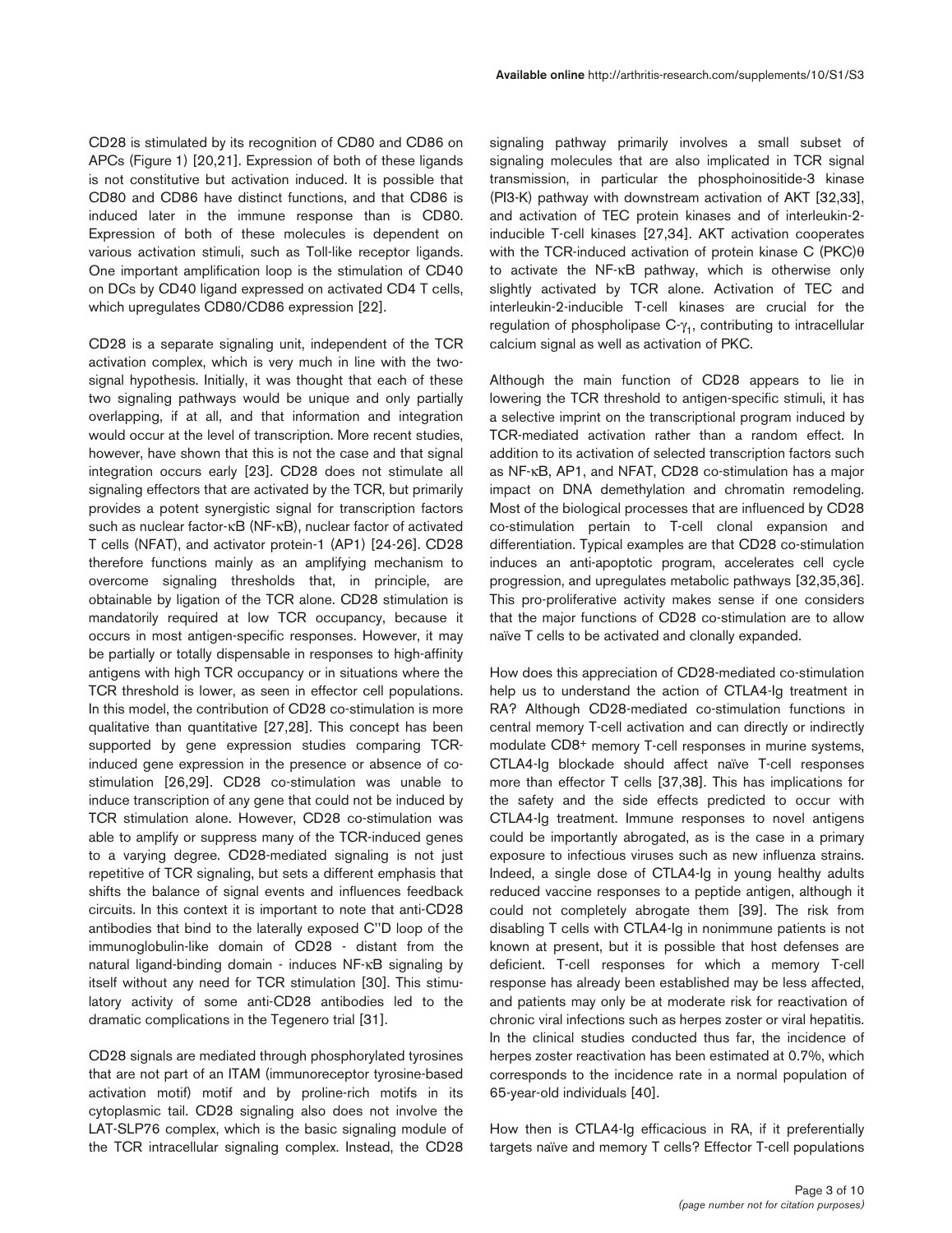CD28 is stimulated by its recognition of CD80 and CD86 on APCs (Figure 1) [20,21]. Expression of both of these ligands is not constitutive but activation induced. It is possible that CD80 and CD86 have distinct functions, and that CD86 is induced later in the immune response than is CD80. Expression of both of these molecules is dependent on various activation stimuli, such as Toll-like receptor ligands. One important amplification loop is the stimulation of CD40 on DCs by CD40 ligand expressed on activated CD4 T cells, which upregulates CD80/CD86 expression [22].

CD28 is a separate signaling unit, independent of the TCR activation complex, which is very much in line with the two-signal hypothesis. Initially, it was thought that each of these two signaling pathways would be unique and only partially overlapping, if at all, and that information and integration would occur at the level of transcription. More recent studies, however, have shown that this is not the case and that signal integration occurs early [23]. CD28 does not stimulate all signaling effectors that are activated by the TCR, but primarily provides a potent synergistic signal for transcription factors such as nuclear factor-κB (NF-κB), nuclear factor of activated T cells (NFAT), and activator protein-1 (AP1) [24-26]. CD28 therefore functions mainly as an amplifying mechanism to overcome signaling thresholds that, in principle, are obtainable by ligation of the TCR alone. CD28 stimulation is mandatorily required at low TCR occupancy, because it occurs in most antigen-specific responses. However, it may be partially or totally dispensable in responses to high-affinity antigens with high TCR occupancy or in situations where the TCR threshold is lower, as seen in effector cell populations. In this model, the contribution of CD28 co-stimulation is more qualitative than quantitative [27,28]. This concept has been supported by gene expression studies comparing TCR-induced gene expression in the presence or absence of co-stimulation [26,29]. CD28 co-stimulation was unable to induce transcription of any gene that could not be induced by TCR stimulation alone. However, CD28 co-stimulation was able to amplify or suppress many of the TCR-induced genes to a varying degree. CD28-mediated signaling is not just repetitive of TCR signaling, but sets a different emphasis that shifts the balance of signal events and influences feedback circuits. In this context it is important to note that anti-CD28 antibodies that bind to the laterally exposed C''D loop of the immunoglobulin-like domain of CD28 - distant from the natural ligand-binding domain - induces NF-κB signaling by itself without any need for TCR stimulation [30]. This stimulatory activity of some anti-CD28 antibodies led to the dramatic complications in the Tegenero trial [31].

CD28 signals are mediated through phosphorylated tyrosines that are not part of an ITAM (immunoreceptor tyrosine-based activation motif) motif and by proline-rich motifs in its cytoplasmic tail. CD28 signaling also does not involve the LAT-SLP76 complex, which is the basic signaling module of the TCR intracellular signaling complex. Instead, the CD28 signaling pathway primarily involves a small subset of signaling molecules that are also implicated in TCR signal transmission, in particular the phosphoinositide-3 kinase (PI3-K) pathway with downstream activation of AKT [32,33], and activation of TEC protein kinases and of interleukin-2-inducible T-cell kinases [27,34]. AKT activation cooperates with the TCR-induced activation of protein kinase C (PKC)θ to activate the NF-κB pathway, which is otherwise only slightly activated by TCR alone. Activation of TEC and interleukin-2-inducible T-cell kinases are crucial for the regulation of phospholipase C-$\gamma_1$, contributing to intracellular calcium signal as well as activation of PKC.

Although the main function of CD28 appears to lie in lowering the TCR threshold to antigen-specific stimuli, it has a selective imprint on the transcriptional program induced by TCR-mediated activation rather than a random effect. In addition to its activation of selected transcription factors such as NF-κB, AP1, and NFAT, CD28 co-stimulation has a major impact on DNA demethylation and chromatin remodeling. Most of the biological processes that are influenced by CD28 co-stimulation pertain to T-cell clonal expansion and differentiation. Typical examples are that CD28 co-stimulation induces an anti-apoptotic program, accelerates cell cycle progression, and upregulates metabolic pathways [32,35,36]. This pro-proliferative activity makes sense if one considers that the major functions of CD28 co-stimulation are to allow naïve T cells to be activated and clonally expanded.

How does this appreciation of CD28-mediated co-stimulation help us to understand the action of CTLA4-Ig treatment in RA? Although CD28-mediated co-stimulation functions in central memory T-cell activation and can directly or indirectly modulate CD8+ memory T-cell responses in murine systems, CTLA4-Ig blockade should affect naïve T-cell responses more than effector T cells [37,38]. This has implications for the safety and the side effects predicted to occur with CTLA4-Ig treatment. Immune responses to novel antigens could be importantly abrogated, as is the case in a primary exposure to infectious viruses such as new influenza strains. Indeed, a single dose of CTLA4-Ig in young healthy adults reduced vaccine responses to a peptide antigen, although it could not completely abrogate them [39]. The risk from disabling T cells with CTLA4-Ig in nonimmune patients is not known at present, but it is possible that host defenses are deficient. T-cell responses for which a memory T-cell response has already been established may be less affected, and patients may only be at moderate risk for reactivation of chronic viral infections such as herpes zoster or viral hepatitis. In the clinical studies conducted thus far, the incidence of herpes zoster reactivation has been estimated at 0.7%, which corresponds to the incidence rate in a normal population of 65-year-old individuals [40].

How then is CTLA4-Ig efficacious in RA, if it preferentially targets naïve and memory T cells? Effector T-cell populations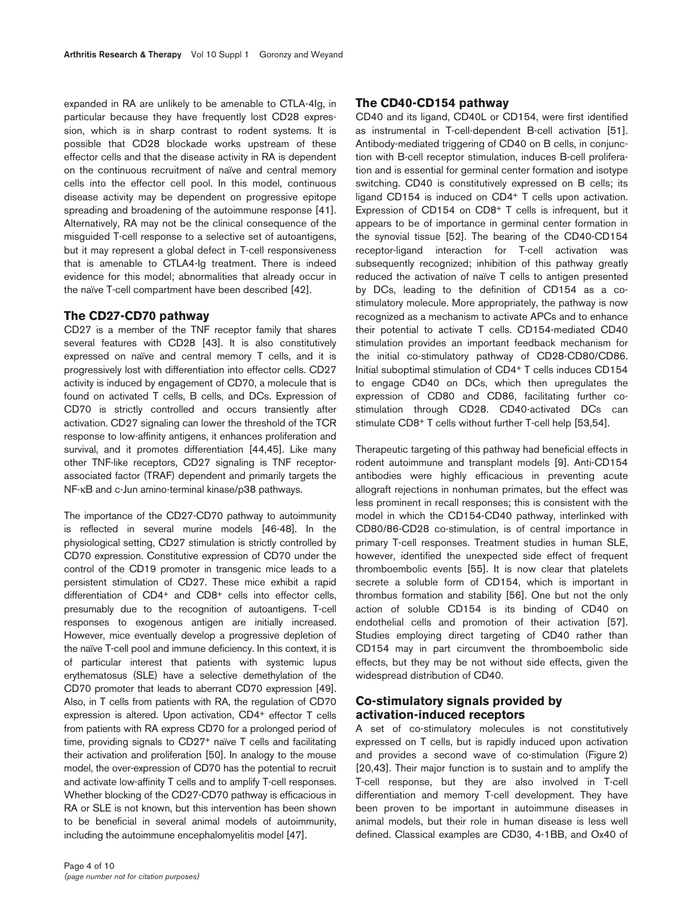expanded in RA are unlikely to be amenable to CTLA-4Ig, in particular because they have frequently lost CD28 expression, which is in sharp contrast to rodent systems. It is possible that CD28 blockade works upstream of these effector cells and that the disease activity in RA is dependent on the continuous recruitment of naïve and central memory cells into the effector cell pool. In this model, continuous disease activity may be dependent on progressive epitope spreading and broadening of the autoimmune response [41]. Alternatively, RA may not be the clinical consequence of the misguided T-cell response to a selective set of autoantigens, but it may represent a global defect in T-cell responsiveness that is amenable to CTLA4-Ig treatment. There is indeed evidence for this model; abnormalities that already occur in the naïve T-cell compartment have been described [42].

## The CD27-CD70 pathway

CD27 is a member of the TNF receptor family that shares several features with CD28 [43]. It is also constitutively expressed on naïve and central memory T cells, and it is progressively lost with differentiation into effector cells. CD27 activity is induced by engagement of CD70, a molecule that is found on activated T cells, B cells, and DCs. Expression of CD70 is strictly controlled and occurs transiently after activation. CD27 signaling can lower the threshold of the TCR response to low-affinity antigens, it enhances proliferation and survival, and it promotes differentiation [44,45]. Like many other TNF-like receptors, CD27 signaling is TNF receptor-associated factor (TRAF) dependent and primarily targets the NF-κB and c-Jun amino-terminal kinase/p38 pathways.

The importance of the CD27-CD70 pathway to autoimmunity is reflected in several murine models [46-48]. In the physiological setting, CD27 stimulation is strictly controlled by CD70 expression. Constitutive expression of CD70 under the control of the CD19 promoter in transgenic mice leads to a persistent stimulation of CD27. These mice exhibit a rapid differentiation of CD4+ and CD8+ cells into effector cells, presumably due to the recognition of autoantigens. T-cell responses to exogenous antigen are initially increased. However, mice eventually develop a progressive depletion of the naïve T-cell pool and immune deficiency. In this context, it is of particular interest that patients with systemic lupus erythematosus (SLE) have a selective demethylation of the CD70 promoter that leads to aberrant CD70 expression [49]. Also, in T cells from patients with RA, the regulation of CD70 expression is altered. Upon activation, CD4+ effector T cells from patients with RA express CD70 for a prolonged period of time, providing signals to CD27+ naïve T cells and facilitating their activation and proliferation [50]. In analogy to the mouse model, the over-expression of CD70 has the potential to recruit and activate low-affinity T cells and to amplify T-cell responses. Whether blocking of the CD27-CD70 pathway is efficacious in RA or SLE is not known, but this intervention has been shown to be beneficial in several animal models of autoimmunity, including the autoimmune encephalomyelitis model [47].

## The CD40-CD154 pathway

CD40 and its ligand, CD40L or CD154, were first identified as instrumental in T-cell-dependent B-cell activation [51]. Antibody-mediated triggering of CD40 on B cells, in conjunction with B-cell receptor stimulation, induces B-cell proliferation and is essential for germinal center formation and isotype switching. CD40 is constitutively expressed on B cells; its ligand CD154 is induced on CD4+ T cells upon activation. Expression of CD154 on CD8+ T cells is infrequent, but it appears to be of importance in germinal center formation in the synovial tissue [52]. The bearing of the CD40-CD154 receptor-ligand interaction for T-cell activation was subsequently recognized; inhibition of this pathway greatly reduced the activation of naïve T cells to antigen presented by DCs, leading to the definition of CD154 as a co-stimulatory molecule. More appropriately, the pathway is now recognized as a mechanism to activate APCs and to enhance their potential to activate T cells. CD154-mediated CD40 stimulation provides an important feedback mechanism for the initial co-stimulatory pathway of CD28-CD80/CD86. Initial suboptimal stimulation of CD4+ T cells induces CD154 to engage CD40 on DCs, which then upregulates the expression of CD80 and CD86, facilitating further co-stimulation through CD28. CD40-activated DCs can stimulate CD8+ T cells without further T-cell help [53,54].

Therapeutic targeting of this pathway had beneficial effects in rodent autoimmune and transplant models [9]. Anti-CD154 antibodies were highly efficacious in preventing acute allograft rejections in nonhuman primates, but the effect was less prominent in recall responses; this is consistent with the model in which the CD154-CD40 pathway, interlinked with CD80/86-CD28 co-stimulation, is of central importance in primary T-cell responses. Treatment studies in human SLE, however, identified the unexpected side effect of frequent thromboembolic events [55]. It is now clear that platelets secrete a soluble form of CD154, which is important in thrombus formation and stability [56]. One but not the only action of soluble CD154 is its binding of CD40 on endothelial cells and promotion of their activation [57]. Studies employing direct targeting of CD40 rather than CD154 may in part circumvent the thromboembolic side effects, but they may be not without side effects, given the widespread distribution of CD40.

## Co-stimulatory signals provided by activation-induced receptors

A set of co-stimulatory molecules is not constitutively expressed on T cells, but is rapidly induced upon activation and provides a second wave of co-stimulation (Figure 2) [20,43]. Their major function is to sustain and to amplify the T-cell response, but they are also involved in T-cell differentiation and memory T-cell development. They have been proven to be important in autoimmune diseases in animal models, but their role in human disease is less well defined. Classical examples are CD30, 4-1BB, and Ox40 of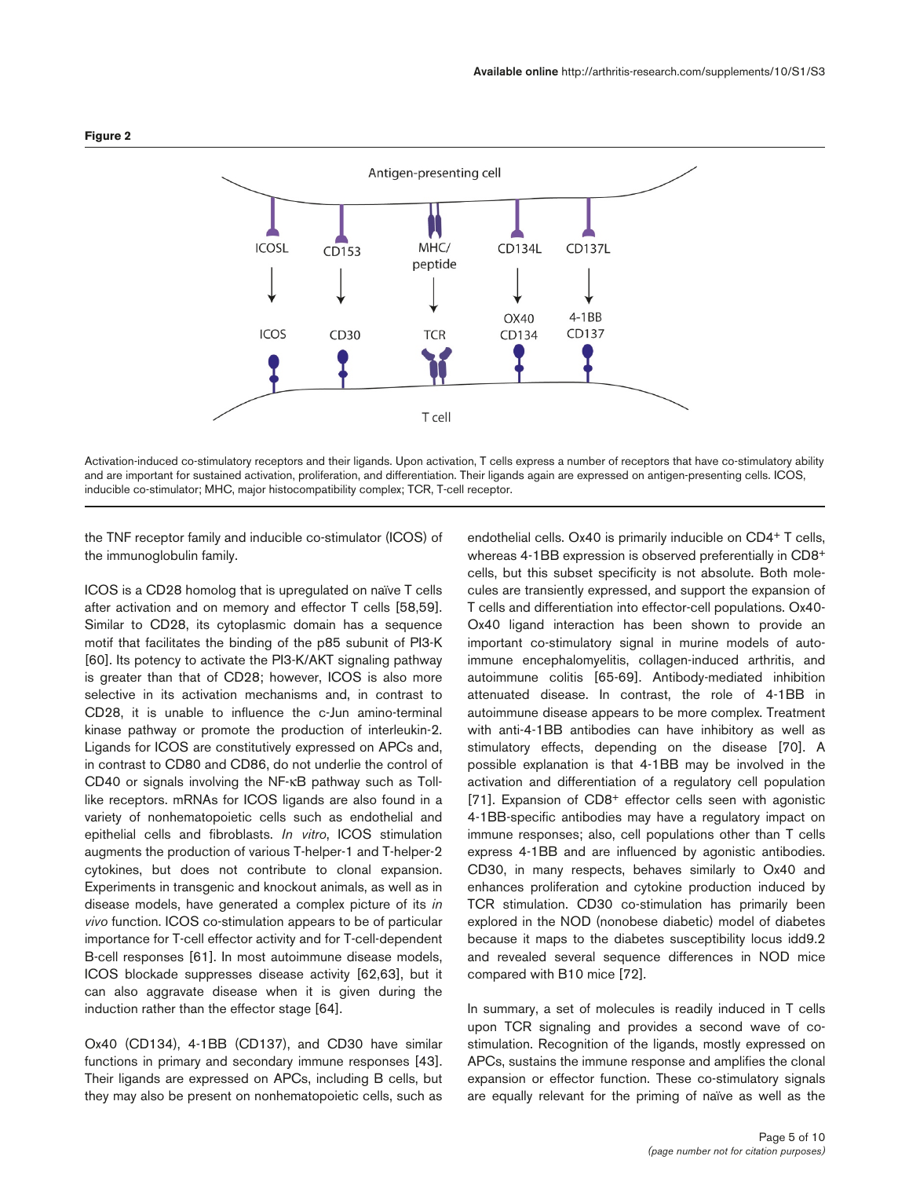**Figure 2**

Antigen-presenting cell

| ICOSL | CD153 | MHC/ peptide | CD134L | CD137L |
|---|---|---|---|---|
| ↓ | ↓ | ↓ | ↓ | ↓ |
| ICOS | CD30 | TCR | OX40 CD134 | 4-1BB CD137 |

T cell

Activation-induced co-stimulatory receptors and their ligands. Upon activation, T cells express a number of receptors that have co-stimulatory ability and are important for sustained activation, proliferation, and differentiation. Their ligands again are expressed on antigen-presenting cells. ICOS, inducible co-stimulator; MHC, major histocompatibility complex; TCR, T-cell receptor.

the TNF receptor family and inducible co-stimulator (ICOS) of the immunoglobulin family.

ICOS is a CD28 homolog that is upregulated on naïve T cells after activation and on memory and effector T cells [58,59]. Similar to CD28, its cytoplasmic domain has a sequence motif that facilitates the binding of the p85 subunit of PI3-K [60]. Its potency to activate the PI3-K/AKT signaling pathway is greater than that of CD28; however, ICOS is also more selective in its activation mechanisms and, in contrast to CD28, it is unable to influence the c-Jun amino-terminal kinase pathway or promote the production of interleukin-2. Ligands for ICOS are constitutively expressed on APCs and, in contrast to CD80 and CD86, do not underlie the control of CD40 or signals involving the NF-κB pathway such as Toll-like receptors. mRNAs for ICOS ligands are also found in a variety of nonhematopoietic cells such as endothelial and epithelial cells and fibroblasts. *In vitro*, ICOS stimulation augments the production of various T-helper-1 and T-helper-2 cytokines, but does not contribute to clonal expansion. Experiments in transgenic and knockout animals, as well as in disease models, have generated a complex picture of its *in vivo* function. ICOS co-stimulation appears to be of particular importance for T-cell effector activity and for T-cell-dependent B-cell responses [61]. In most autoimmune disease models, ICOS blockade suppresses disease activity [62,63], but it can also aggravate disease when it is given during the induction rather than the effector stage [64].

Ox40 (CD134), 4-1BB (CD137), and CD30 have similar functions in primary and secondary immune responses [43]. Their ligands are expressed on APCs, including B cells, but they may also be present on nonhematopoietic cells, such as endothelial cells. Ox40 is primarily inducible on $CD4^+$ T cells, whereas 4-1BB expression is observed preferentially in $CD8^+$ cells, but this subset specificity is not absolute. Both molecules are transiently expressed, and support the expansion of T cells and differentiation into effector-cell populations. Ox40-Ox40 ligand interaction has been shown to provide an important co-stimulatory signal in murine models of autoimmune encephalomyelitis, collagen-induced arthritis, and autoimmune colitis [65-69]. Antibody-mediated inhibition attenuated disease. In contrast, the role of 4-1BB in autoimmune disease appears to be more complex. Treatment with anti-4-1BB antibodies can have inhibitory as well as stimulatory effects, depending on the disease [70]. A possible explanation is that 4-1BB may be involved in the activation and differentiation of a regulatory cell population [71]. Expansion of $CD8^+$ effector cells seen with agonistic 4-1BB-specific antibodies may have a regulatory impact on immune responses; also, cell populations other than T cells express 4-1BB and are influenced by agonistic antibodies. CD30, in many respects, behaves similarly to Ox40 and enhances proliferation and cytokine production induced by TCR stimulation. CD30 co-stimulation has primarily been explored in the NOD (nonobese diabetic) model of diabetes because it maps to the diabetes susceptibility locus idd9.2 and revealed several sequence differences in NOD mice compared with B10 mice [72].

In summary, a set of molecules is readily induced in T cells upon TCR signaling and provides a second wave of co-stimulation. Recognition of the ligands, mostly expressed on APCs, sustains the immune response and amplifies the clonal expansion or effector function. These co-stimulatory signals are equally relevant for the priming of naïve as well as the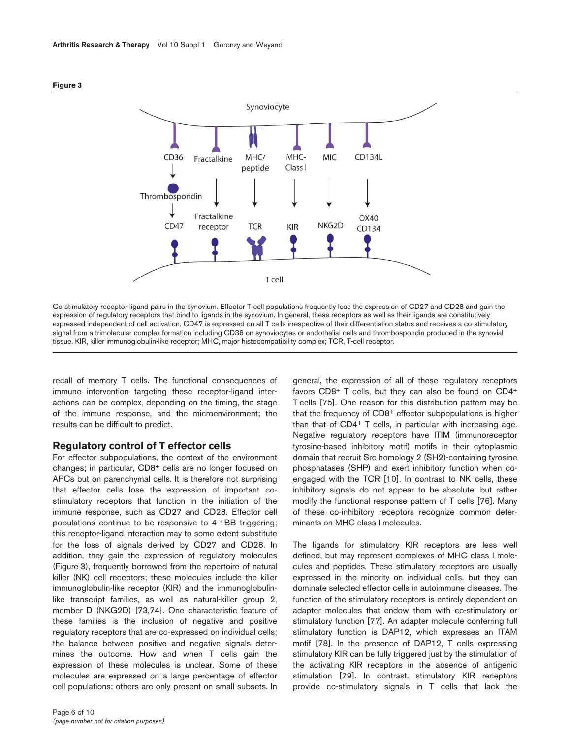**Figure 3**

Co-stimulatory receptor-ligand pairs in the synovium. Effector T-cell populations frequently lose the expression of CD27 and CD28 and gain the expression of regulatory receptors that bind to ligands in the synovium. In general, these receptors as well as their ligands are constitutively expressed independent of cell activation. CD47 is expressed on all T cells irrespective of their differentiation status and receives a co-stimulatory signal from a trimolecular complex formation including CD36 on synoviocytes or endothelial cells and thrombospondin produced in the synovial tissue. KIR, killer immunoglobulin-like receptor; MHC, major histocompatibility complex; TCR, T-cell receptor.

recall of memory T cells. The functional consequences of immune intervention targeting these receptor-ligand interactions can be complex, depending on the timing, the stage of the immune response, and the microenvironment; the results can be difficult to predict.

## Regulatory control of T effector cells

For effector subpopulations, the context of the environment changes; in particular, CD8+ cells are no longer focused on APCs but on parenchymal cells. It is therefore not surprising that effector cells lose the expression of important co-stimulatory receptors that function in the initiation of the immune response, such as CD27 and CD28. Effector cell populations continue to be responsive to 4-1BB triggering; this receptor-ligand interaction may to some extent substitute for the loss of signals derived by CD27 and CD28. In addition, they gain the expression of regulatory molecules (Figure 3), frequently borrowed from the repertoire of natural killer (NK) cell receptors; these molecules include the killer immunoglobulin-like receptor (KIR) and the immunoglobulin-like transcript families, as well as natural-killer group 2, member D (NKG2D) [73,74]. One characteristic feature of these families is the inclusion of negative and positive regulatory receptors that are co-expressed on individual cells; the balance between positive and negative signals determines the outcome. How and when T cells gain the expression of these molecules is unclear. Some of these molecules are expressed on a large percentage of effector cell populations; others are only present on small subsets. In general, the expression of all of these regulatory receptors favors CD8+ T cells, but they can also be found on CD4+ T cells [75]. One reason for this distribution pattern may be that the frequency of CD8+ effector subpopulations is higher than that of CD4+ T cells, in particular with increasing age. Negative regulatory receptors have ITIM (immunoreceptor tyrosine-based inhibitory motif) motifs in their cytoplasmic domain that recruit Src homology 2 (SH2)-containing tyrosine phosphatases (SHP) and exert inhibitory function when co-engaged with the TCR [10]. In contrast to NK cells, these inhibitory signals do not appear to be absolute, but rather modify the functional response pattern of T cells [76]. Many of these co-inhibitory receptors recognize common determinants on MHC class I molecules.

The ligands for stimulatory KIR receptors are less well defined, but may represent complexes of MHC class I molecules and peptides. These stimulatory receptors are usually expressed in the minority on individual cells, but they can dominate selected effector cells in autoimmune diseases. The function of the stimulatory receptors is entirely dependent on adapter molecules that endow them with co-stimulatory or stimulatory function [77]. An adapter molecule conferring full stimulatory function is DAP12, which expresses an ITAM motif [78]. In the presence of DAP12, T cells expressing stimulatory KIR can be fully triggered just by the stimulation of the activating KIR receptors in the absence of antigenic stimulation [79]. In contrast, stimulatory KIR receptors provide co-stimulatory signals in T cells that lack the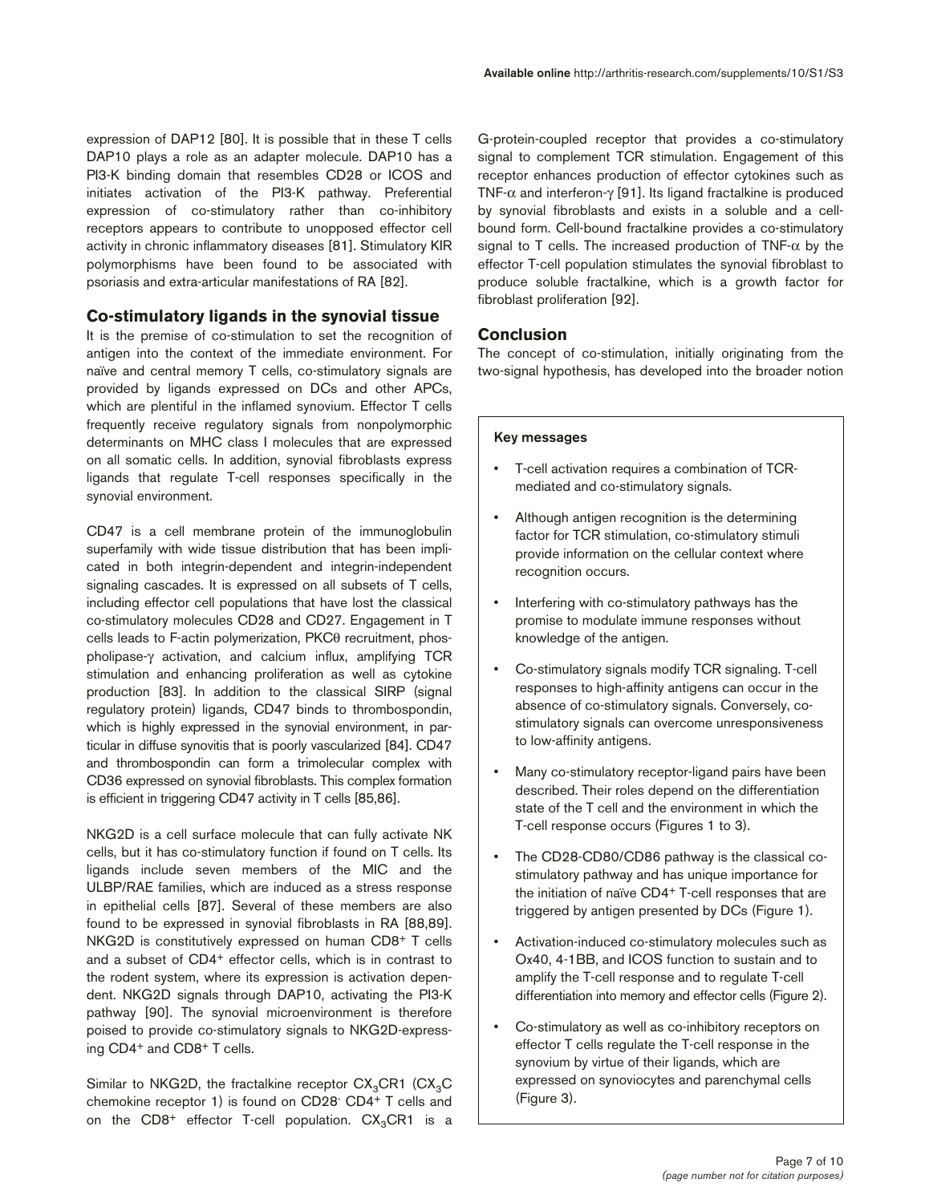expression of DAP12 [80]. It is possible that in these T cells DAP10 plays a role as an adapter molecule. DAP10 has a PI3-K binding domain that resembles CD28 or ICOS and initiates activation of the PI3-K pathway. Preferential expression of co-stimulatory rather than co-inhibitory receptors appears to contribute to unopposed effector cell activity in chronic inflammatory diseases [81]. Stimulatory KIR polymorphisms have been found to be associated with psoriasis and extra-articular manifestations of RA [82].

## Co-stimulatory ligands in the synovial tissue

It is the premise of co-stimulation to set the recognition of antigen into the context of the immediate environment. For naïve and central memory T cells, co-stimulatory signals are provided by ligands expressed on DCs and other APCs, which are plentiful in the inflamed synovium. Effector T cells frequently receive regulatory signals from nonpolymorphic determinants on MHC class I molecules that are expressed on all somatic cells. In addition, synovial fibroblasts express ligands that regulate T-cell responses specifically in the synovial environment.

CD47 is a cell membrane protein of the immunoglobulin superfamily with wide tissue distribution that has been implicated in both integrin-dependent and integrin-independent signaling cascades. It is expressed on all subsets of T cells, including effector cell populations that have lost the classical co-stimulatory molecules CD28 and CD27. Engagement in T cells leads to F-actin polymerization, PKCθ recruitment, phospholipase-γ activation, and calcium influx, amplifying TCR stimulation and enhancing proliferation as well as cytokine production [83]. In addition to the classical SIRP (signal regulatory protein) ligands, CD47 binds to thrombospondin, which is highly expressed in the synovial environment, in particular in diffuse synovitis that is poorly vascularized [84]. CD47 and thrombospondin can form a trimolecular complex with CD36 expressed on synovial fibroblasts. This complex formation is efficient in triggering CD47 activity in T cells [85,86].

NKG2D is a cell surface molecule that can fully activate NK cells, but it has co-stimulatory function if found on T cells. Its ligands include seven members of the MIC and the ULBP/RAE families, which are induced as a stress response in epithelial cells [87]. Several of these members are also found to be expressed in synovial fibroblasts in RA [88,89]. NKG2D is constitutively expressed on human CD8+ T cells and a subset of CD4+ effector cells, which is in contrast to the rodent system, where its expression is activation dependent. NKG2D signals through DAP10, activating the PI3-K pathway [90]. The synovial microenvironment is therefore poised to provide co-stimulatory signals to NKG2D-expressing CD4+ and CD8+ T cells.

Similar to NKG2D, the fractalkine receptor $CX_3CR1$ ($CX_3C$ chemokine receptor 1) is found on CD28- CD4+ T cells and on the CD8+ effector T-cell population. $CX_3CR1$ is a G-protein-coupled receptor that provides a co-stimulatory signal to complement TCR stimulation. Engagement of this receptor enhances production of effector cytokines such as TNF-α and interferon-γ [91]. Its ligand fractalkine is produced by synovial fibroblasts and exists in a soluble and a cell-bound form. Cell-bound fractalkine provides a co-stimulatory signal to T cells. The increased production of TNF-α by the effector T-cell population stimulates the synovial fibroblast to produce soluble fractalkine, which is a growth factor for fibroblast proliferation [92].

## Conclusion

The concept of co-stimulation, initially originating from the two-signal hypothesis, has developed into the broader notion

> **Key messages**
>
> - T-cell activation requires a combination of TCR-mediated and co-stimulatory signals.
> - Although antigen recognition is the determining factor for TCR stimulation, co-stimulatory stimuli provide information on the cellular context where recognition occurs.
> - Interfering with co-stimulatory pathways has the promise to modulate immune responses without knowledge of the antigen.
> - Co-stimulatory signals modify TCR signaling. T-cell responses to high-affinity antigens can occur in the absence of co-stimulatory signals. Conversely, co-stimulatory signals can overcome unresponsiveness to low-affinity antigens.
> - Many co-stimulatory receptor-ligand pairs have been described. Their roles depend on the differentiation state of the T cell and the environment in which the T-cell response occurs (Figures 1 to 3).
> - The CD28-CD80/CD86 pathway is the classical co-stimulatory pathway and has unique importance for the initiation of naïve CD4+ T-cell responses that are triggered by antigen presented by DCs (Figure 1).
> - Activation-induced co-stimulatory molecules such as Ox40, 4-1BB, and ICOS function to sustain and to amplify the T-cell response and to regulate T-cell differentiation into memory and effector cells (Figure 2).
> - Co-stimulatory as well as co-inhibitory receptors on effector T cells regulate the T-cell response in the synovium by virtue of their ligands, which are expressed on synoviocytes and parenchymal cells (Figure 3).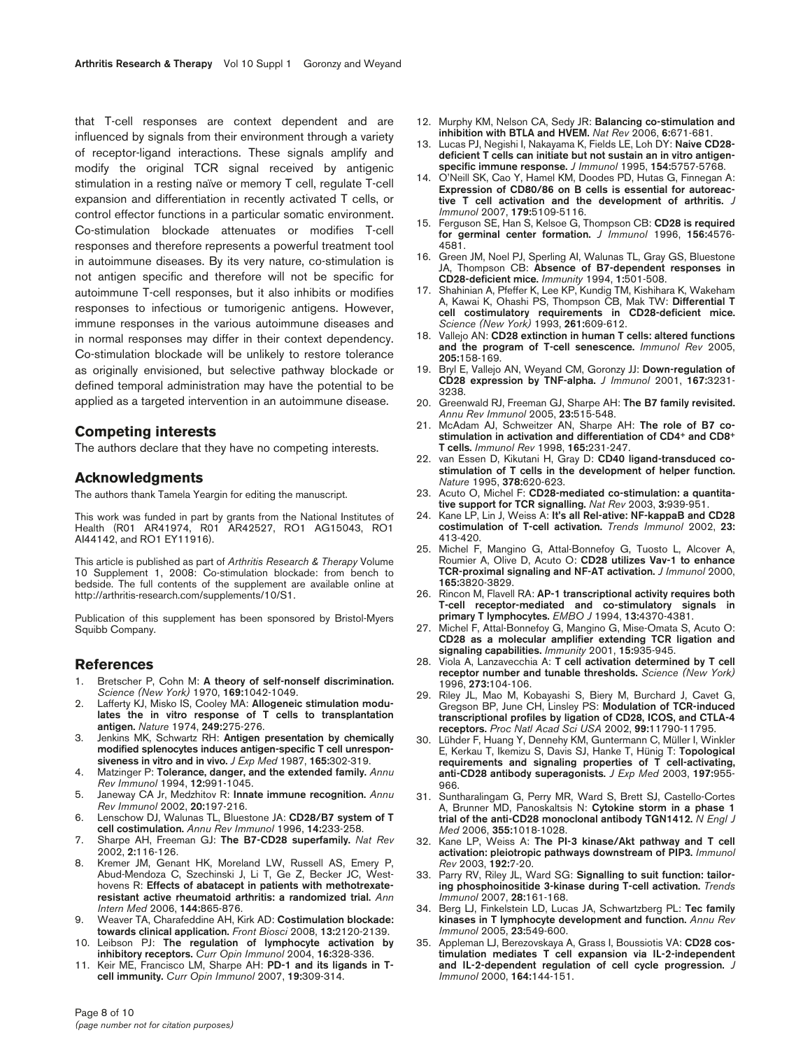that T-cell responses are context dependent and are influenced by signals from their environment through a variety of receptor-ligand interactions. These signals amplify and modify the original TCR signal received by antigenic stimulation in a resting naïve or memory T cell, regulate T-cell expansion and differentiation in recently activated T cells, or control effector functions in a particular somatic environment. Co-stimulation blockade attenuates or modifies T-cell responses and therefore represents a powerful treatment tool in autoimmune diseases. By its very nature, co-stimulation is not antigen specific and therefore will not be specific for autoimmune T-cell responses, but it also inhibits or modifies responses to infectious or tumorigenic antigens. However, immune responses in the various autoimmune diseases and in normal responses may differ in their context dependency. Co-stimulation blockade will be unlikely to restore tolerance as originally envisioned, but selective pathway blockade or defined temporal administration may have the potential to be applied as a targeted intervention in an autoimmune disease.

## Competing interests

The authors declare that they have no competing interests.

## Acknowledgments

The authors thank Tamela Yeargin for editing the manuscript.

This work was funded in part by grants from the National Institutes of Health (R01 AR41974, R01 AR42527, RO1 AG15043, RO1 AI44142, and RO1 EY11916).

This article is published as part of *Arthritis Research & Therapy* Volume 10 Supplement 1, 2008: Co-stimulation blockade: from bench to bedside. The full contents of the supplement are available online at http://arthritis-research.com/supplements/10/S1.

Publication of this supplement has been sponsored by Bristol-Myers Squibb Company.

## References

1. Bretscher P, Cohn M: **A theory of self-nonself discrimination.** *Science (New York)* 1970, **169:**1042-1049.
2. Lafferty KJ, Misko IS, Cooley MA: **Allogeneic stimulation modulates the in vitro response of T cells to transplantation antigen.** *Nature* 1974, **249:**275-276.
3. Jenkins MK, Schwartz RH: **Antigen presentation by chemically modified splenocytes induces antigen-specific T cell unresponsiveness in vitro and in vivo.** *J Exp Med* 1987, **165:**302-319.
4. Matzinger P: **Tolerance, danger, and the extended family.** *Annu Rev Immunol* 1994, **12:**991-1045.
5. Janeway CA Jr, Medzhitov R: **Innate immune recognition.** *Annu Rev Immunol* 2002, **20:**197-216.
6. Lenschow DJ, Walunas TL, Bluestone JA: **CD28/B7 system of T cell costimulation.** *Annu Rev Immunol* 1996, **14:**233-258.
7. Sharpe AH, Freeman GJ: **The B7-CD28 superfamily.** *Nat Rev* 2002, **2:**116-126.
8. Kremer JM, Genant HK, Moreland LW, Russell AS, Emery P, Abud-Mendoza C, Szechinski J, Li T, Ge Z, Becker JC, Westhovens R: **Effects of abatacept in patients with methotrexate-resistant active rheumatoid arthritis: a randomized trial.** *Ann Intern Med* 2006, **144:**865-876.
9. Weaver TA, Charafeddine AH, Kirk AD: **Costimulation blockade: towards clinical application.** *Front Biosci* 2008, **13:**2120-2139.
10. Leibson PJ: **The regulation of lymphocyte activation by inhibitory receptors.** *Curr Opin Immunol* 2004, **16:**328-336.
11. Keir ME, Francisco LM, Sharpe AH: **PD-1 and its ligands in T-cell immunity.** *Curr Opin Immunol* 2007, **19:**309-314.
12. Murphy KM, Nelson CA, Sedy JR: **Balancing co-stimulation and inhibition with BTLA and HVEM.** *Nat Rev* 2006, **6:**671-681.
13. Lucas PJ, Negishi I, Nakayama K, Fields LE, Loh DY: **Naive CD28-deficient T cells can initiate but not sustain an in vitro antigen-specific immune response.** *J Immunol* 1995, **154:**5757-5768.
14. O'Neill SK, Cao Y, Hamel KM, Doodes PD, Hutas G, Finnegan A: **Expression of CD80/86 on B cells is essential for autoreactive T cell activation and the development of arthritis.** *J Immunol* 2007, **179:**5109-5116.
15. Ferguson SE, Han S, Kelsoe G, Thompson CB: **CD28 is required for germinal center formation.** *J Immunol* 1996, **156:**4576-4581.
16. Green JM, Noel PJ, Sperling AI, Walunas TL, Gray GS, Bluestone JA, Thompson CB: **Absence of B7-dependent responses in CD28-deficient mice.** *Immunity* 1994, **1:**501-508.
17. Shahinian A, Pfeffer K, Lee KP, Kundig TM, Kishihara K, Wakeham A, Kawai K, Ohashi PS, Thompson CB, Mak TW: **Differential T cell costimulatory requirements in CD28-deficient mice.** *Science (New York)* 1993, **261:**609-612.
18. Vallejo AN: **CD28 extinction in human T cells: altered functions and the program of T-cell senescence.** *Immunol Rev* 2005, **205:**158-169.
19. Bryl E, Vallejo AN, Weyand CM, Goronzy JJ: **Down-regulation of CD28 expression by TNF-alpha.** *J Immunol* 2001, **167:**3231-3238.
20. Greenwald RJ, Freeman GJ, Sharpe AH: **The B7 family revisited.** *Annu Rev Immunol* 2005, **23:**515-548.
21. McAdam AJ, Schweitzer AN, Sharpe AH: **The role of B7 co-stimulation in activation and differentiation of CD4+ and CD8+ T cells.** *Immunol Rev* 1998, **165:**231-247.
22. van Essen D, Kikutani H, Gray D: **CD40 ligand-transduced co-stimulation of T cells in the development of helper function.** *Nature* 1995, **378:**620-623.
23. Acuto O, Michel F: **CD28-mediated co-stimulation: a quantitative support for TCR signalling.** *Nat Rev* 2003, **3:**939-951.
24. Kane LP, Lin J, Weiss A: **It's all Rel-ative: NF-kappaB and CD28 costimulation of T-cell activation.** *Trends Immunol* 2002, **23:**413-420.
25. Michel F, Mangino G, Attal-Bonnefoy G, Tuosto L, Alcover A, Roumier A, Olive D, Acuto O: **CD28 utilizes Vav-1 to enhance TCR-proximal signaling and NF-AT activation.** *J Immunol* 2000, **165:**3820-3829.
26. Rincon M, Flavell RA: **AP-1 transcriptional activity requires both T-cell receptor-mediated and co-stimulatory signals in primary T lymphocytes.** *EMBO J* 1994, **13:**4370-4381.
27. Michel F, Attal-Bonnefoy G, Mangino G, Mise-Omata S, Acuto O: **CD28 as a molecular amplifier extending TCR ligation and signaling capabilities.** *Immunity* 2001, **15:**935-945.
28. Viola A, Lanzavecchia A: **T cell activation determined by T cell receptor number and tunable thresholds.** *Science (New York)* 1996, **273:**104-106.
29. Riley JL, Mao M, Kobayashi S, Biery M, Burchard J, Cavet G, Gregson BP, June CH, Linsley PS: **Modulation of TCR-induced transcriptional profiles by ligation of CD28, ICOS, and CTLA-4 receptors.** *Proc Natl Acad Sci USA* 2002, **99:**11790-11795.
30. Lühder F, Huang Y, Dennehy KM, Guntermann C, Müller I, Winkler E, Kerkau T, Ikemizu S, Davis SJ, Hanke T, Hünig T: **Topological requirements and signaling properties of T cell-activating, anti-CD28 antibody superagonists.** *J Exp Med* 2003, **197:**955-966.
31. Suntharalingam G, Perry MR, Ward S, Brett SJ, Castello-Cortes A, Brunner MD, Panoskaltsis N: **Cytokine storm in a phase 1 trial of the anti-CD28 monoclonal antibody TGN1412.** *N Engl J Med* 2006, **355:**1018-1028.
32. Kane LP, Weiss A: **The PI-3 kinase/Akt pathway and T cell activation: pleiotropic pathways downstream of PIP3.** *Immunol Rev* 2003, **192:**7-20.
33. Parry RV, Riley JL, Ward SG: **Signalling to suit function: tailoring phosphoinositide 3-kinase during T-cell activation.** *Trends Immunol* 2007, **28:**161-168.
34. Berg LJ, Finkelstein LD, Lucas JA, Schwartzberg PL: **Tec family kinases in T lymphocyte development and function.** *Annu Rev Immunol* 2005, **23:**549-600.
35. Appleman LJ, Berezovskaya A, Grass I, Boussiotis VA: **CD28 costimulation mediates T cell expansion via IL-2-independent and IL-2-dependent regulation of cell cycle progression.** *J Immunol* 2000, **164:**144-151.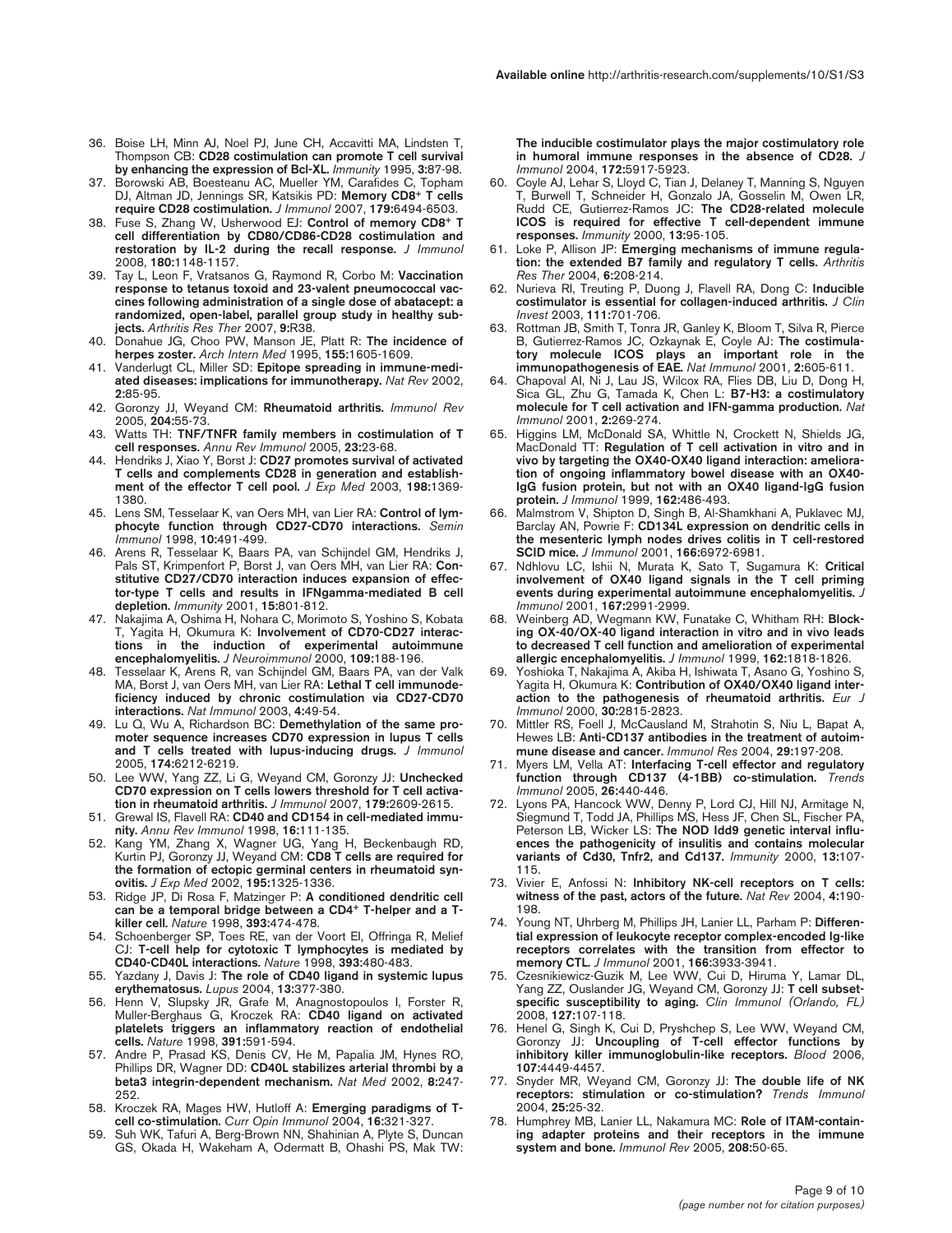36. Boise LH, Minn AJ, Noel PJ, June CH, Accavitti MA, Lindsten T, Thompson CB: **CD28 costimulation can promote T cell survival by enhancing the expression of Bcl-XL.** *Immunity* 1995, **3:**87-98.
37. Borowski AB, Boesteanu AC, Mueller YM, Carafides C, Topham DJ, Altman JD, Jennings SR, Katsikis PD: **Memory CD8+ T cells require CD28 costimulation.** *J Immunol* 2007, **179:**6494-6503.
38. Fuse S, Zhang W, Usherwood EJ: **Control of memory CD8+ T cell differentiation by CD80/CD86-CD28 costimulation and restoration by IL-2 during the recall response.** *J Immunol* 2008, **180:**1148-1157.
39. Tay L, Leon F, Vratsanos G, Raymond R, Corbo M: **Vaccination response to tetanus toxoid and 23-valent pneumococcal vaccines following administration of a single dose of abatacept: a randomized, open-label, parallel group study in healthy subjects.** *Arthritis Res Ther* 2007, **9:**R38.
40. Donahue JG, Choo PW, Manson JE, Platt R: **The incidence of herpes zoster.** *Arch Intern Med* 1995, **155:**1605-1609.
41. Vanderlugt CL, Miller SD: **Epitope spreading in immune-mediated diseases: implications for immunotherapy.** *Nat Rev* 2002, **2:**85-95.
42. Goronzy JJ, Weyand CM: **Rheumatoid arthritis.** *Immunol Rev* 2005, **204:**55-73.
43. Watts TH: **TNF/TNFR family members in costimulation of T cell responses.** *Annu Rev Immunol* 2005, **23:**23-68.
44. Hendriks J, Xiao Y, Borst J: **CD27 promotes survival of activated T cells and complements CD28 in generation and establishment of the effector T cell pool.** *J Exp Med* 2003, **198:**1369-1380.
45. Lens SM, Tesselaar K, van Oers MH, van Lier RA: **Control of lymphocyte function through CD27-CD70 interactions.** *Semin Immunol* 1998, **10:**491-499.
46. Arens R, Tesselaar K, Baars PA, van Schijndel GM, Hendriks J, Pals ST, Krimpenfort P, Borst J, van Oers MH, van Lier RA: **Constitutive CD27/CD70 interaction induces expansion of effector-type T cells and results in IFNgamma-mediated B cell depletion.** *Immunity* 2001, **15:**801-812.
47. Nakajima A, Oshima H, Nohara C, Morimoto S, Yoshino S, Kobata T, Yagita H, Okumura K: **Involvement of CD70-CD27 interactions in the induction of experimental autoimmune encephalomyelitis.** *J Neuroimmunol* 2000, **109:**188-196.
48. Tesselaar K, Arens R, van Schijndel GM, Baars PA, van der Valk MA, Borst J, van Oers MH, van Lier RA: **Lethal T cell immunodeficiency induced by chronic costimulation via CD27-CD70 interactions.** *Nat Immunol* 2003, **4:**49-54.
49. Lu Q, Wu A, Richardson BC: **Demethylation of the same promoter sequence increases CD70 expression in lupus T cells and T cells treated with lupus-inducing drugs.** *J Immunol* 2005, **174:**6212-6219.
50. Lee WW, Yang ZZ, Li G, Weyand CM, Goronzy JJ: **Unchecked CD70 expression on T cells lowers threshold for T cell activation in rheumatoid arthritis.** *J Immunol* 2007, **179:**2609-2615.
51. Grewal IS, Flavell RA: **CD40 and CD154 in cell-mediated immunity.** *Annu Rev Immunol* 1998, **16:**111-135.
52. Kang YM, Zhang X, Wagner UG, Yang H, Beckenbaugh RD, Kurtin PJ, Goronzy JJ, Weyand CM: **CD8 T cells are required for the formation of ectopic germinal centers in rheumatoid synovitis.** *J Exp Med* 2002, **195:**1325-1336.
53. Ridge JP, Di Rosa F, Matzinger P: **A conditioned dendritic cell can be a temporal bridge between a CD4+ T-helper and a T-killer cell.** *Nature* 1998, **393:**474-478.
54. Schoenberger SP, Toes RE, van der Voort EI, Offringa R, Melief CJ: **T-cell help for cytotoxic T lymphocytes is mediated by CD40-CD40L interactions.** *Nature* 1998, **393:**480-483.
55. Yazdany J, Davis J: **The role of CD40 ligand in systemic lupus erythematosus.** *Lupus* 2004, **13:**377-380.
56. Henn V, Slupsky JR, Grafe M, Anagnostopoulos I, Forster R, Muller-Berghaus G, Kroczek RA: **CD40 ligand on activated platelets triggers an inflammatory reaction of endothelial cells.** *Nature* 1998, **391:**591-594.
57. Andre P, Prasad KS, Denis CV, He M, Papalia JM, Hynes RO, Phillips DR, Wagner DD: **CD40L stabilizes arterial thrombi by a beta3 integrin-dependent mechanism.** *Nat Med* 2002, **8:**247-252.
58. Kroczek RA, Mages HW, Hutloff A: **Emerging paradigms of T-cell co-stimulation.** *Curr Opin Immunol* 2004, **16:**321-327.
59. Suh WK, Tafuri A, Berg-Brown NN, Shahinian A, Plyte S, Duncan GS, Okada H, Wakeham A, Odermatt B, Ohashi PS, Mak TW: **The inducible costimulator plays the major costimulatory role in humoral immune responses in the absence of CD28.** *J Immunol* 2004, **172:**5917-5923.
60. Coyle AJ, Lehar S, Lloyd C, Tian J, Delaney T, Manning S, Nguyen T, Burwell T, Schneider H, Gonzalo JA, Gosselin M, Owen LR, Rudd CE, Gutierrez-Ramos JC: **The CD28-related molecule ICOS is required for effective T cell-dependent immune responses.** *Immunity* 2000, **13:**95-105.
61. Loke P, Allison JP: **Emerging mechanisms of immune regulation: the extended B7 family and regulatory T cells.** *Arthritis Res Ther* 2004, **6:**208-214.
62. Nurieva RI, Treuting P, Duong J, Flavell RA, Dong C: **Inducible costimulator is essential for collagen-induced arthritis.** *J Clin Invest* 2003, **111:**701-706.
63. Rottman JB, Smith T, Tonra JR, Ganley K, Bloom T, Silva R, Pierce B, Gutierrez-Ramos JC, Ozkaynak E, Coyle AJ: **The costimulatory molecule ICOS plays an important role in the immunopathogenesis of EAE.** *Nat Immunol* 2001, **2:**605-611.
64. Chapoval AI, Ni J, Lau JS, Wilcox RA, Flies DB, Liu D, Dong H, Sica GL, Zhu G, Tamada K, Chen L: **B7-H3: a costimulatory molecule for T cell activation and IFN-gamma production.** *Nat Immunol* 2001, **2:**269-274.
65. Higgins LM, McDonald SA, Whittle N, Crockett N, Shields JG, MacDonald TT: **Regulation of T cell activation in vitro and in vivo by targeting the OX40-OX40 ligand interaction: amelioration of ongoing inflammatory bowel disease with an OX40-IgG fusion protein, but not with an OX40 ligand-IgG fusion protein.** *J Immunol* 1999, **162:**486-493.
66. Malmstrom V, Shipton D, Singh B, Al-Shamkhani A, Puklavec MJ, Barclay AN, Powrie F: **CD134L expression on dendritic cells in the mesenteric lymph nodes drives colitis in T cell-restored SCID mice.** *J Immunol* 2001, **166:**6972-6981.
67. Ndhlovu LC, Ishii N, Murata K, Sato T, Sugamura K: **Critical involvement of OX40 ligand signals in the T cell priming events during experimental autoimmune encephalomyelitis.** *J Immunol* 2001, **167:**2991-2999.
68. Weinberg AD, Wegmann KW, Funatake C, Whitham RH: **Blocking OX-40/OX-40 ligand interaction in vitro and in vivo leads to decreased T cell function and amelioration of experimental allergic encephalomyelitis.** *J Immunol* 1999, **162:**1818-1826.
69. Yoshioka T, Nakajima A, Akiba H, Ishiwata T, Asano G, Yoshino S, Yagita H, Okumura K: **Contribution of OX40/OX40 ligand interaction to the pathogenesis of rheumatoid arthritis.** *Eur J Immunol* 2000, **30:**2815-2823.
70. Mittler RS, Foell J, McCausland M, Strahotin S, Niu L, Bapat A, Hewes LB: **Anti-CD137 antibodies in the treatment of autoimmune disease and cancer.** *Immunol Res* 2004, **29:**197-208.
71. Myers LM, Vella AT: **Interfacing T-cell effector and regulatory function through CD137 (4-1BB) co-stimulation.** *Trends Immunol* 2005, **26:**440-446.
72. Lyons PA, Hancock WW, Denny P, Lord CJ, Hill NJ, Armitage N, Siegmund T, Todd JA, Phillips MS, Hess JF, Chen SL, Fischer PA, Peterson LB, Wicker LS: **The NOD Idd9 genetic interval influences the pathogenicity of insulitis and contains molecular variants of Cd30, Tnfr2, and Cd137.** *Immunity* 2000, **13:**107-115.
73. Vivier E, Anfossi N: **Inhibitory NK-cell receptors on T cells: witness of the past, actors of the future.** *Nat Rev* 2004, **4:**190-198.
74. Young NT, Uhrberg M, Phillips JH, Lanier LL, Parham P: **Differential expression of leukocyte receptor complex-encoded Ig-like receptors correlates with the transition from effector to memory CTL.** *J Immunol* 2001, **166:**3933-3941.
75. Czesnikiewicz-Guzik M, Lee WW, Cui D, Hiruma Y, Lamar DL, Yang ZZ, Ouslander JG, Weyand CM, Goronzy JJ: **T cell subset-specific susceptibility to aging.** *Clin Immunol (Orlando, FL)* 2008, **127:**107-118.
76. Henel G, Singh K, Cui D, Pryshchep S, Lee WW, Weyand CM, Goronzy JJ: **Uncoupling of T-cell effector functions by inhibitory killer immunoglobulin-like receptors.** *Blood* 2006, **107:**4449-4457.
77. Snyder MR, Weyand CM, Goronzy JJ: **The double life of NK receptors: stimulation or co-stimulation?** *Trends Immunol* 2004, **25:**25-32.
78. Humphrey MB, Lanier LL, Nakamura MC: **Role of ITAM-containing adapter proteins and their receptors in the immune system and bone.** *Immunol Rev* 2005, **208:**50-65.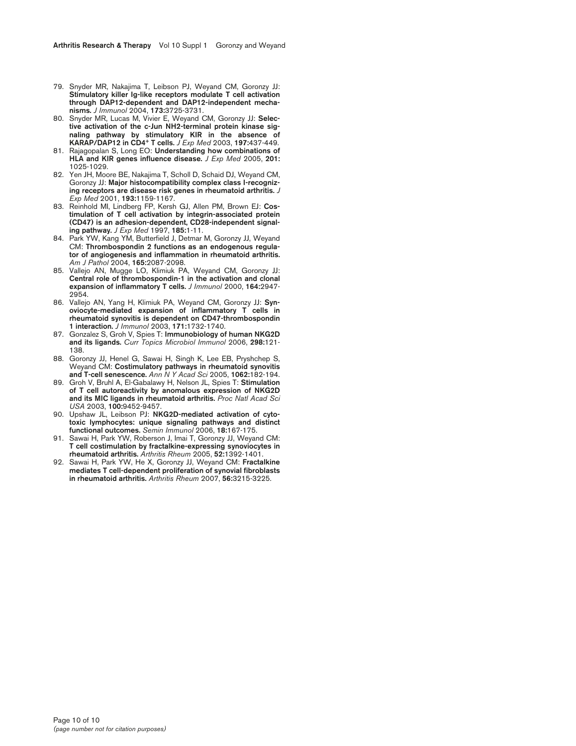79. Snyder MR, Nakajima T, Leibson PJ, Weyand CM, Goronzy JJ: **Stimulatory killer Ig-like receptors modulate T cell activation through DAP12-dependent and DAP12-independent mechanisms.** *J Immunol* 2004, **173:**3725-3731.
80. Snyder MR, Lucas M, Vivier E, Weyand CM, Goronzy JJ: **Selective activation of the c-Jun NH2-terminal protein kinase signaling pathway by stimulatory KIR in the absence of KARAP/DAP12 in CD4⁺ T cells.** *J Exp Med* 2003, **197:**437-449.
81. Rajagopalan S, Long EO: **Understanding how combinations of HLA and KIR genes influence disease.** *J Exp Med* 2005, **201:** 1025-1029.
82. Yen JH, Moore BE, Nakajima T, Scholl D, Schaid DJ, Weyand CM, Goronzy JJ: **Major histocompatibility complex class I-recognizing receptors are disease risk genes in rheumatoid arthritis.** *J Exp Med* 2001, **193:**1159-1167.
83. Reinhold MI, Lindberg FP, Kersh GJ, Allen PM, Brown EJ: **Costimulation of T cell activation by integrin-associated protein (CD47) is an adhesion-dependent, CD28-independent signaling pathway.** *J Exp Med* 1997, **185:**1-11.
84. Park YW, Kang YM, Butterfield J, Detmar M, Goronzy JJ, Weyand CM: **Thrombospondin 2 functions as an endogenous regulator of angiogenesis and inflammation in rheumatoid arthritis.** *Am J Pathol* 2004, **165:**2087-2098.
85. Vallejo AN, Mugge LO, Klimiuk PA, Weyand CM, Goronzy JJ: **Central role of thrombospondin-1 in the activation and clonal expansion of inflammatory T cells.** *J Immunol* 2000, **164:**2947-2954.
86. Vallejo AN, Yang H, Klimiuk PA, Weyand CM, Goronzy JJ: **Synoviocyte-mediated expansion of inflammatory T cells in rheumatoid synovitis is dependent on CD47-thrombospondin 1 interaction.** *J Immunol* 2003, **171:**1732-1740.
87. Gonzalez S, Groh V, Spies T: **Immunobiology of human NKG2D and its ligands.** *Curr Topics Microbiol Immunol* 2006, **298:**121-138.
88. Goronzy JJ, Henel G, Sawai H, Singh K, Lee EB, Pryshchep S, Weyand CM: **Costimulatory pathways in rheumatoid synovitis and T-cell senescence.** *Ann N Y Acad Sci* 2005, **1062:**182-194.
89. Groh V, Bruhl A, El-Gabalawy H, Nelson JL, Spies T: **Stimulation of T cell autoreactivity by anomalous expression of NKG2D and its MIC ligands in rheumatoid arthritis.** *Proc Natl Acad Sci USA* 2003, **100:**9452-9457.
90. Upshaw JL, Leibson PJ: **NKG2D-mediated activation of cytotoxic lymphocytes: unique signaling pathways and distinct functional outcomes.** *Semin Immunol* 2006, **18:**167-175.
91. Sawai H, Park YW, Roberson J, Imai T, Goronzy JJ, Weyand CM: **T cell costimulation by fractalkine-expressing synoviocytes in rheumatoid arthritis.** *Arthritis Rheum* 2005, **52:**1392-1401.
92. Sawai H, Park YW, He X, Goronzy JJ, Weyand CM: **Fractalkine mediates T cell-dependent proliferation of synovial fibroblasts in rheumatoid arthritis.** *Arthritis Rheum* 2007, **56:**3215-3225.